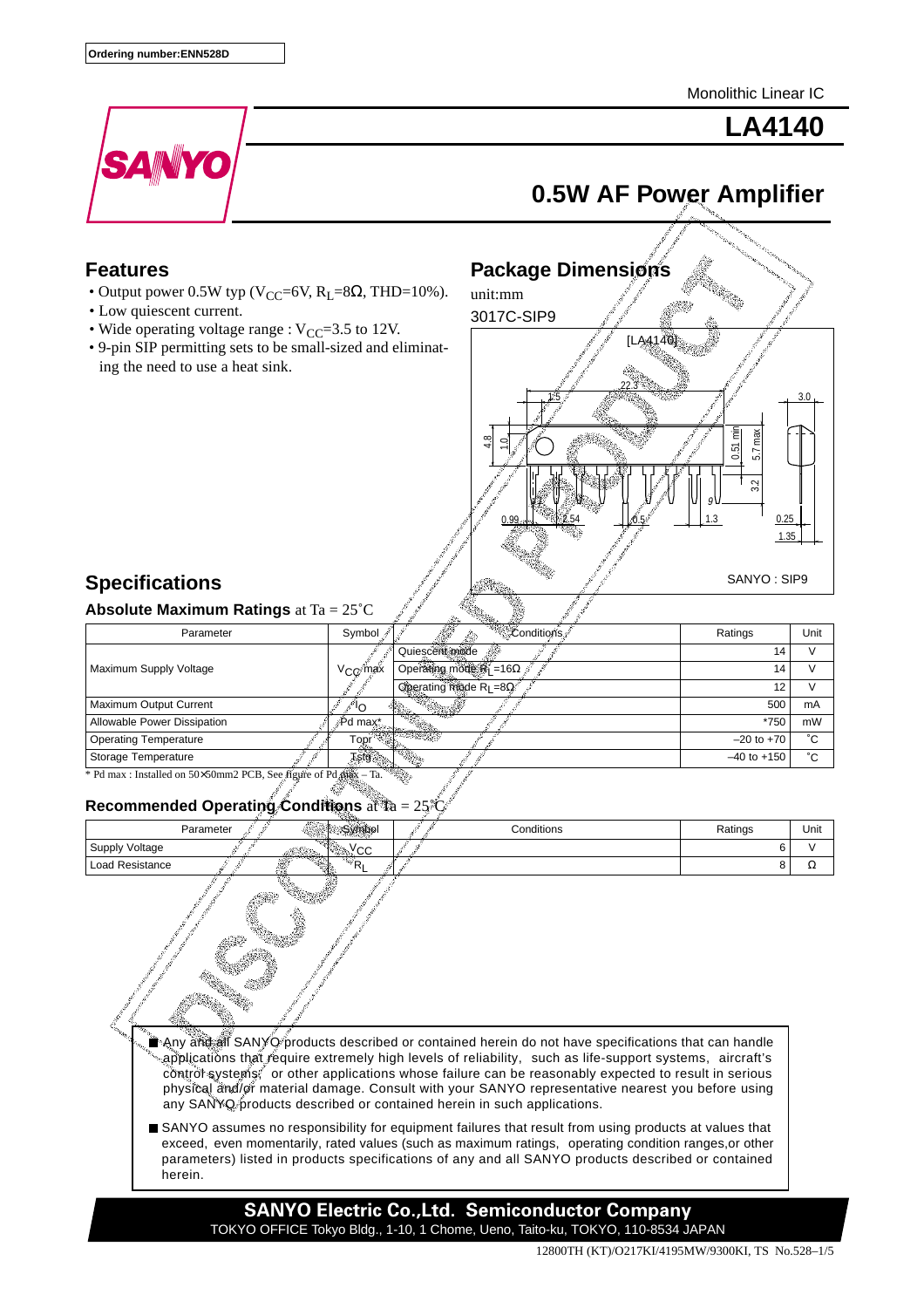Ordering number:ENN528D

Monolithic Linear IC

# LA4140

## 0.5W AF Power Amplifier

### Features

- Output power 0.5W typ ($V_{CC}$=6V, $R_L$=8Ω, THD=10%).
- Low quiescent current.
- Wide operating voltage range : $V_{CC}$=3.5 to 12V.
- 9-pin SIP permitting sets to be small-sized and eliminating the need to use a heat sink.

### Package Dimensions

unit:mm

3017C-SIP9

[LA4140]

SANYO : SIP9

### Specifications

#### Absolute Maximum Ratings at Ta = 25˚C

| Parameter | Symbol | Conditions | Ratings | Unit |
|---|---|---|---|---|
| Maximum Supply Voltage | $V_{CC}$ max | Quiescent mode | 14 | V |
| | | Operating mode $R_L$=16Ω | 14 | V |
| | | Operating mode $R_L$=8Ω | 12 | V |
| Maximum Output Current | $I_O$ | | 500 | mA |
| Allowable Power Dissipation | Pd max* | | *750 | mW |
| Operating Temperature | Topr | | –20 to +70 | ˚C |
| Storage Temperature | Tstg | | –40 to +150 | ˚C |

* Pd max : Installed on 50×50mm2 PCB, See figure of Pd max – Ta.

#### Recommended Operating Conditions at Ta = 25˚C

| Parameter | Symbol | Conditions | Ratings | Unit |
|---|---|---|---|---|
| Supply Voltage | $V_{CC}$ | | 6 | V |
| Load Resistance | $R_L$ | | 8 | Ω |

- Any and all SANYO products described or contained herein do not have specifications that can handle applications that require extremely high levels of reliability, such as life-support systems, aircraft's control systems, or other applications whose failure can be reasonably expected to result in serious physical and/or material damage. Consult with your SANYO representative nearest you before using any SANYO products described or contained herein in such applications.
- SANYO assumes no responsibility for equipment failures that result from using products at values that exceed, even momentarily, rated values (such as maximum ratings, operating condition ranges,or other parameters) listed in products specifications of any and all SANYO products described or contained herein.

**SANYO Electric Co.,Ltd. Semiconductor Company**
TOKYO OFFICE Tokyo Bldg., 1-10, 1 Chome, Ueno, Taito-ku, TOKYO, 110-8534 JAPAN

12800TH (KT)/O217KI/4195MW/9300KI, TS No.528–1/5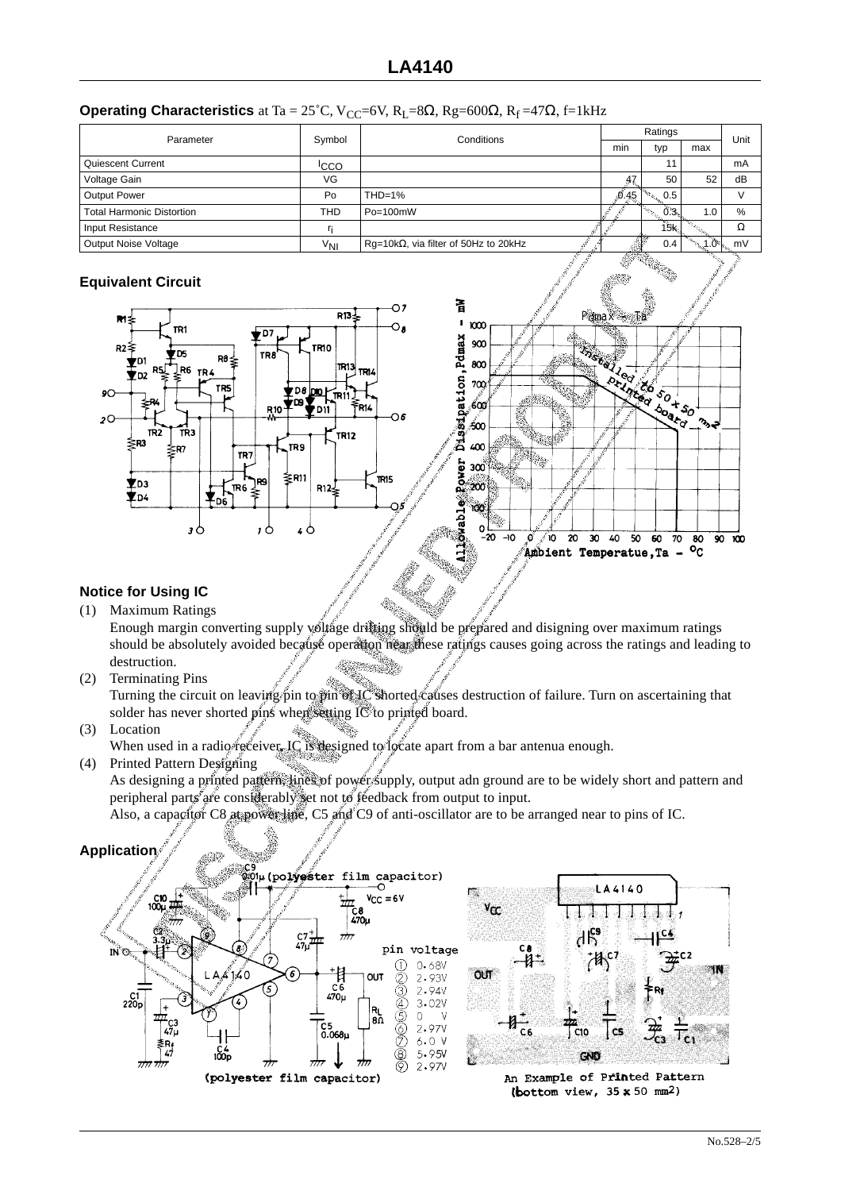## Operating Characteristics at Ta = 25˚C, $V_{CC}$=6V, $R_L$=8Ω, Rg=600Ω, $R_f$ =47Ω, f=1kHz

| Parameter | Symbol | Conditions | Ratings | | | Unit |
|---|---|---|---|---|---|---|
| | | | min | typ | max | |
| Quiescent Current | $I_{CCO}$ | | | 11 | | mA |
| Voltage Gain | VG | | 47 | 50 | 52 | dB |
| Output Power | Po | THD=1% | 0.45 | 0.5 | | V |
| Total Harmonic Distortion | THD | Po=100mW | | 0.3 | 1.0 | % |
| Input Resistance | $r_i$ | | | 15k | | Ω |
| Output Noise Voltage | $V_{NI}$ | Rg=10kΩ, via filter of 50Hz to 20kHz | | 0.4 | 1.0 | mV |

## Equivalent Circuit

## Notice for Using IC

(1) Maximum Ratings
Enough margin converting supply voltage drifting should be prepared and disigning over maximum ratings should be absolutely avoided because operation near these ratings causes going across the ratings and leading to destruction.

(2) Terminating Pins
Turning the circuit on leaving pin to pin of IC shorted causes destruction of failure. Turn on ascertaining that solder has never shorted pins when setting IC to printed board.

(3) Location
When used in a radio receiver, IC is designed to locate apart from a bar antenua enough.

(4) Printed Pattern Designing
As designing a printed pattern, lines of power supply, output adn ground are to be widely short and pattern and peripheral parts are considerably set not to feedback from output to input.
Also, a capacitor C8 at power line, C5 and C9 of anti-oscillator are to be arranged near to pins of IC.

## Application

pin voltage
① 0.68V
② 2.93V
③ 2.94V
④ 3.02V
⑤ 0 V
⑥ 2.97V
⑦ 6.0 V
⑧ 5.95V
⑨ 2.97V

(polyester film capacitor)

An Example of Printed Pattern (bottom view, 35 x 50 mm²)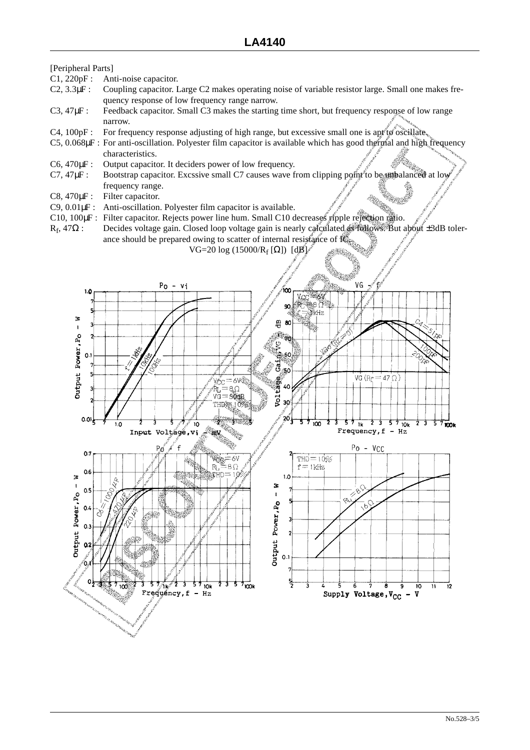[Peripheral Parts]

- C1, 220pF : Anti-noise capacitor.
- C2, 3.3µF : Coupling capacitor. Large C2 makes operating noise of variable resistor large. Small one makes frequency response of low frequency range narrow.
- C3, 47µF : Feedback capacitor. Small C3 makes the starting time short, but frequency response of low range narrow.
- C4, 100pF : For frequency response adjusting of high range, but excessive small one is apt to oscillate.
- C5, 0.068µF : For anti-oscillation. Polyester film capacitor is available which has good thermal and high frequency characteristics.
- C6, 470µF : Output capacitor. It deciders power of low frequency.
- C7, 47µF : Bootstrap capacitor. Excssive small C7 causes wave from clipping point to be unbalanced at low frequency range.
- C8, 470µF : Filter capacitor.
- C9, 0.01µF : Anti-oscillation. Polyester film capacitor is available.
- C10, 100µF : Filter capacitor. Rejects power line hum. Small C10 decreases ripple rejection ratio.
- $R_f$, 47Ω : Decides voltage gain. Closed loop voltage gain is nearly calculated as follows. But about ±3dB tolerance should be prepared owing to scatter of internal resistance of IC.

$$VG = 20 \log (15000/R_f\,[\Omega])\ \ [dB]$$

Po - vi: Output Power, Po - W vs. Input Voltage, vi - mV ($V_{CC}$=6V, $R_L$=8Ω, VG=50dB, THD=10%; f=1kHz, 10kHz, 100Hz)

VG - f: Voltage Gain, VG - dB vs. Frequency, f - Hz ($V_{CC}$=6V, $R_L$=8Ω, f=1kHz; VGo ($R_f$=0); VG ($R_f$=47Ω); C4=51pF, 100pF, 200pF)

Po - f: Output Power, Po - W vs. Frequency, f - Hz ($V_{CC}$=6V, $R_L$=8Ω, THD=10%; C6=1000µF, 470µF, 220µF)

Po - VCC: Output Power, Po - W vs. Supply Voltage, $V_{CC}$ - V (THD=10%, f=1kHz; $R_L$=8Ω, 16Ω)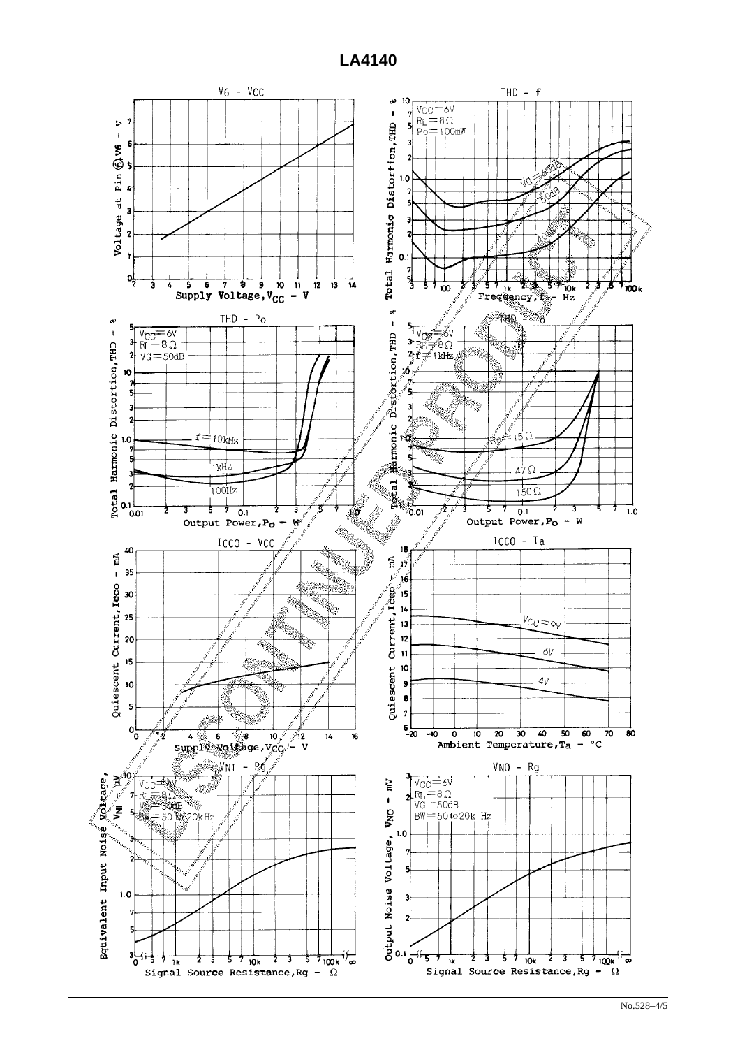V6 - VCC

Voltage at Pin ⑥ V6 - V

Supply Voltage, $V_{CC}$ - V

THD - f

$V_{CC}$=6V
$R_L$=8Ω
Po=100mW

VG=60dB
50dB
40dB

Total Harmonic Distortion, THD - %

Frequency, f - Hz

THD - Po

$V_{CC}$=6V
$R_L$=8Ω
VG=50dB

f=10kHz
1kHz
100Hz

Total Harmonic Distortion, THD - %

Output Power, $P_O$ - W

THD - Po

$V_{CC}$=6V
$R_L$=8Ω
f=1kHz

Rg=15Ω
47Ω
150Ω

Total Harmonic Distortion, THD - %

Output Power, $P_O$ - W

ICCO - VCC

Quiescent Current, Icco - mA

Supply Voltage, $V_{CC}$ - V

ICCO - Ta

$V_{CC}$=9V
6V
4V

Quiescent Current, Icco - mA

Ambient Temperature, Ta - °C

VNI - Rg

$V_{CC}$=6V
$R_L$=8Ω
VG=50dB
BW=50 to 20kHz

Equivalent Input Noise Voltage, $V_{NI}$ - μV

Signal Source Resistance, Rg - Ω

VNO - Rg

$V_{CC}$=6V
$R_L$=8Ω
VG=50dB
BW=50 to 20k Hz

Output Noise Voltage, $V_{NO}$ - mV

Signal Source Resistance, Rg - Ω

DISCONTINUED PRODUCT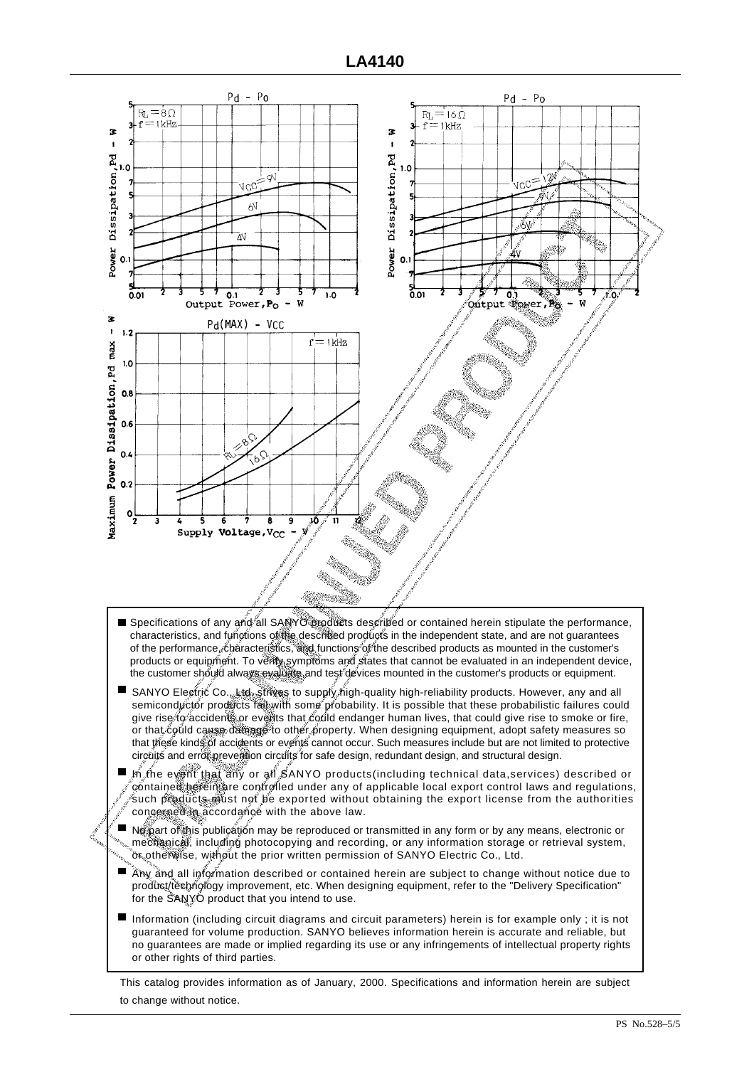Pd - Po

$R_L = 8\Omega$
f = 1kHz

Power Dissipation, Pd - W

$V_{CC}=9V$
6V
4V

Output Power, $P_O$ - W

Pd - Po

$R_L = 16\Omega$
f = 1kHz

Power Dissipation, Pd - W

$V_{CC}=12V$
9V
6V
4V

Output Power, $P_O$ - W

Pd(MAX) - VCC

f = 1kHz

Maximum Power Dissipation, Pd max - W

$R_L=8\Omega$
$16\Omega$

Supply Voltage, $V_{CC}$ - V

- Specifications of any and all SANYO products described or contained herein stipulate the performance, characteristics, and functions of the described products in the independent state, and are not guarantees of the performance, characteristics, and functions of the described products as mounted in the customer's products or equipment. To verify symptoms and states that cannot be evaluated in an independent device, the customer should always evaluate and test devices mounted in the customer's products or equipment.
- SANYO Electric Co., Ltd. strives to supply high-quality high-reliability products. However, any and all semiconductor products fail with some probability. It is possible that these probabilistic failures could give rise to accidents or events that could endanger human lives, that could give rise to smoke or fire, or that could cause damage to other property. When designing equipment, adopt safety measures so that these kinds of accidents or events cannot occur. Such measures include but are not limited to protective circuits and error prevention circuits for safe design, redundant design, and structural design.
- In the event that any or all SANYO products(including technical data,services) described or contained herein are controlled under any of applicable local export control laws and regulations, such products must not be exported without obtaining the export license from the authorities concerned in accordance with the above law.
- No part of this publication may be reproduced or transmitted in any form or by any means, electronic or mechanical, including photocopying and recording, or any information storage or retrieval system, or otherwise, without the prior written permission of SANYO Electric Co., Ltd.
- Any and all information described or contained herein are subject to change without notice due to product/technology improvement, etc. When designing equipment, refer to the "Delivery Specification" for the SANYO product that you intend to use.
- Information (including circuit diagrams and circuit parameters) herein is for example only ; it is not guaranteed for volume production. SANYO believes information herein is accurate and reliable, but no guarantees are made or implied regarding its use or any infringements of intellectual property rights or other rights of third parties.

This catalog provides information as of January, 2000. Specifications and information herein are subject to change without notice.